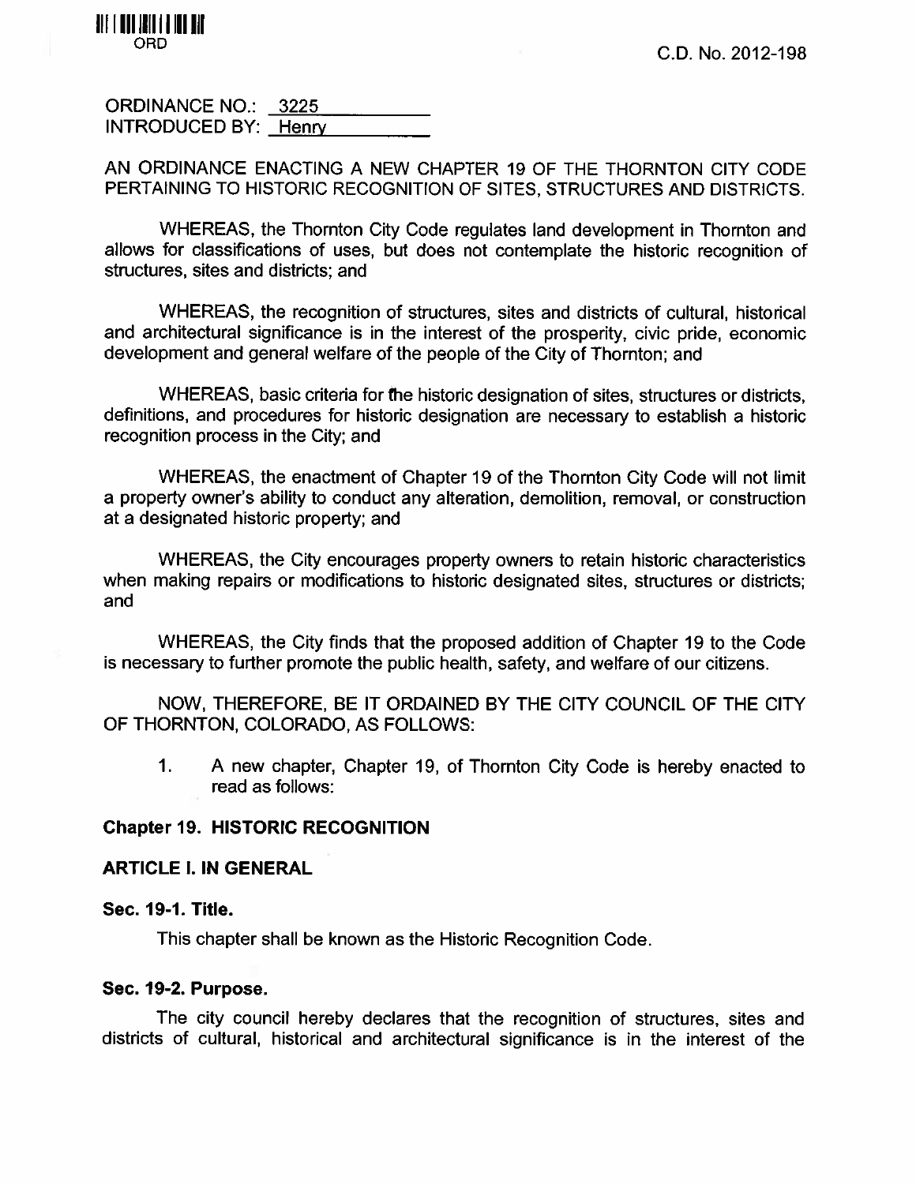ORD

C.D. No. 2012-198

ORDINANCE NO.: 3225
INTRODUCED BY: Henry

AN ORDINANCE ENACTING A NEW CHAPTER 19 OF THE THORNTON CITY CODE PERTAINING TO HISTORIC RECOGNITION OF SITES, STRUCTURES AND DISTRICTS.

WHEREAS, the Thornton City Code regulates land development in Thornton and allows for classifications of uses, but does not contemplate the historic recognition of structures, sites and districts; and

WHEREAS, the recognition of structures, sites and districts of cultural, historical and architectural significance is in the interest of the prosperity, civic pride, economic development and general welfare of the people of the City of Thornton; and

WHEREAS, basic criteria for the historic designation of sites, structures or districts, definitions, and procedures for historic designation are necessary to establish a historic recognition process in the City; and

WHEREAS, the enactment of Chapter 19 of the Thornton City Code will not limit a property owner's ability to conduct any alteration, demolition, removal, or construction at a designated historic property; and

WHEREAS, the City encourages property owners to retain historic characteristics when making repairs or modifications to historic designated sites, structures or districts; and

WHEREAS, the City finds that the proposed addition of Chapter 19 to the Code is necessary to further promote the public health, safety, and welfare of our citizens.

NOW, THEREFORE, BE IT ORDAINED BY THE CITY COUNCIL OF THE CITY OF THORNTON, COLORADO, AS FOLLOWS:

1. A new chapter, Chapter 19, of Thornton City Code is hereby enacted to read as follows:

## Chapter 19. HISTORIC RECOGNITION

### ARTICLE I. IN GENERAL

**Sec. 19-1. Title.**

This chapter shall be known as the Historic Recognition Code.

**Sec. 19-2. Purpose.**

The city council hereby declares that the recognition of structures, sites and districts of cultural, historical and architectural significance is in the interest of the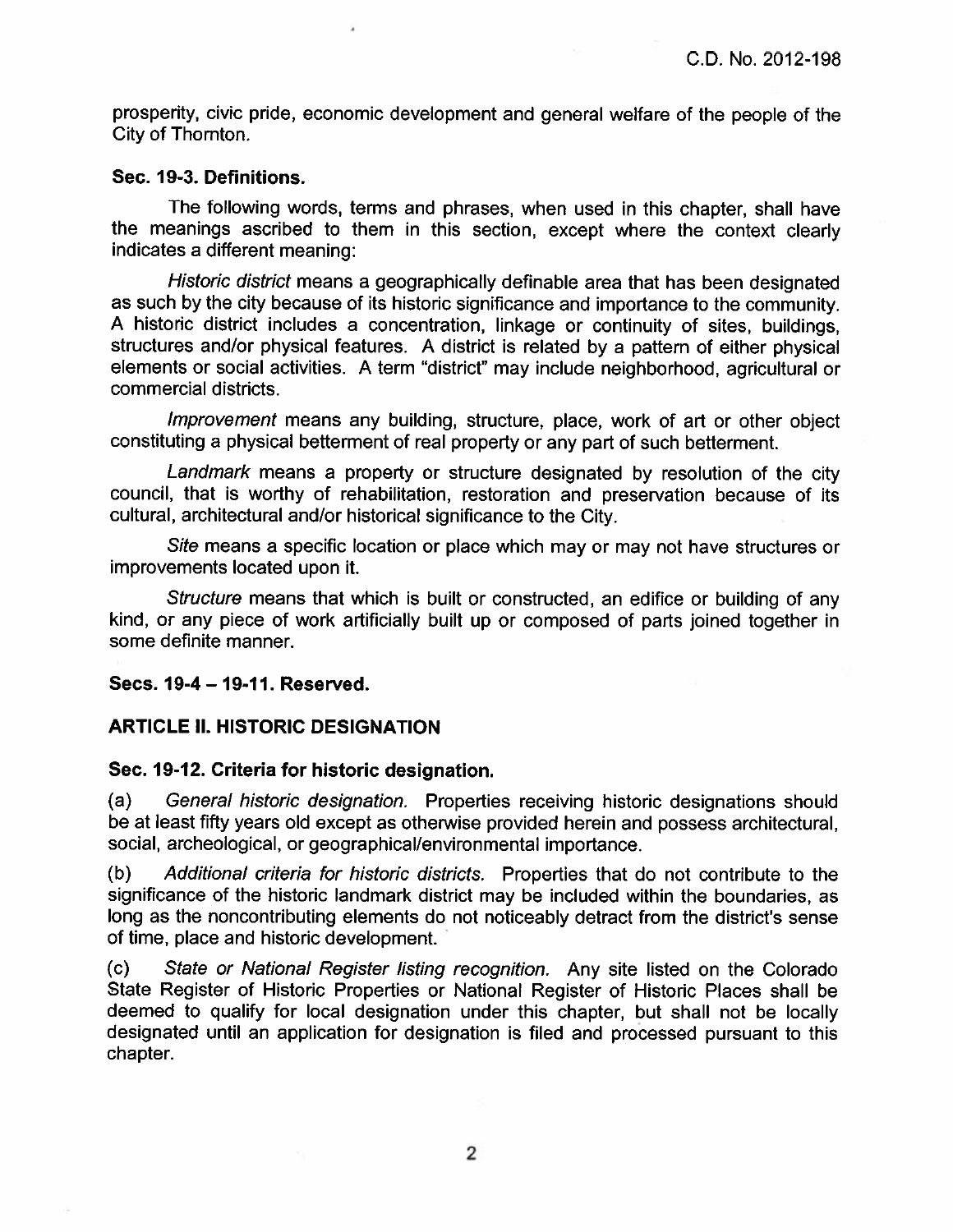prosperity, civic pride, economic development and general welfare of the people of the City of Thornton.

**Sec. 19-3. Definitions.**

The following words, terms and phrases, when used in this chapter, shall have the meanings ascribed to them in this section, except where the context clearly indicates a different meaning:

*Historic district* means a geographically definable area that has been designated as such by the city because of its historic significance and importance to the community. A historic district includes a concentration, linkage or continuity of sites, buildings, structures and/or physical features. A district is related by a pattern of either physical elements or social activities. A term "district" may include neighborhood, agricultural or commercial districts.

*Improvement* means any building, structure, place, work of art or other object constituting a physical betterment of real property or any part of such betterment.

*Landmark* means a property or structure designated by resolution of the city council, that is worthy of rehabilitation, restoration and preservation because of its cultural, architectural and/or historical significance to the City.

*Site* means a specific location or place which may or may not have structures or improvements located upon it.

*Structure* means that which is built or constructed, an edifice or building of any kind, or any piece of work artificially built up or composed of parts joined together in some definite manner.

**Secs. 19-4 – 19-11. Reserved.**

**ARTICLE II. HISTORIC DESIGNATION**

**Sec. 19-12. Criteria for historic designation.**

(a) *General historic designation.* Properties receiving historic designations should be at least fifty years old except as otherwise provided herein and possess architectural, social, archeological, or geographical/environmental importance.

(b) *Additional criteria for historic districts.* Properties that do not contribute to the significance of the historic landmark district may be included within the boundaries, as long as the noncontributing elements do not noticeably detract from the district's sense of time, place and historic development.

(c) *State or National Register listing recognition.* Any site listed on the Colorado State Register of Historic Properties or National Register of Historic Places shall be deemed to qualify for local designation under this chapter, but shall not be locally designated until an application for designation is filed and processed pursuant to this chapter.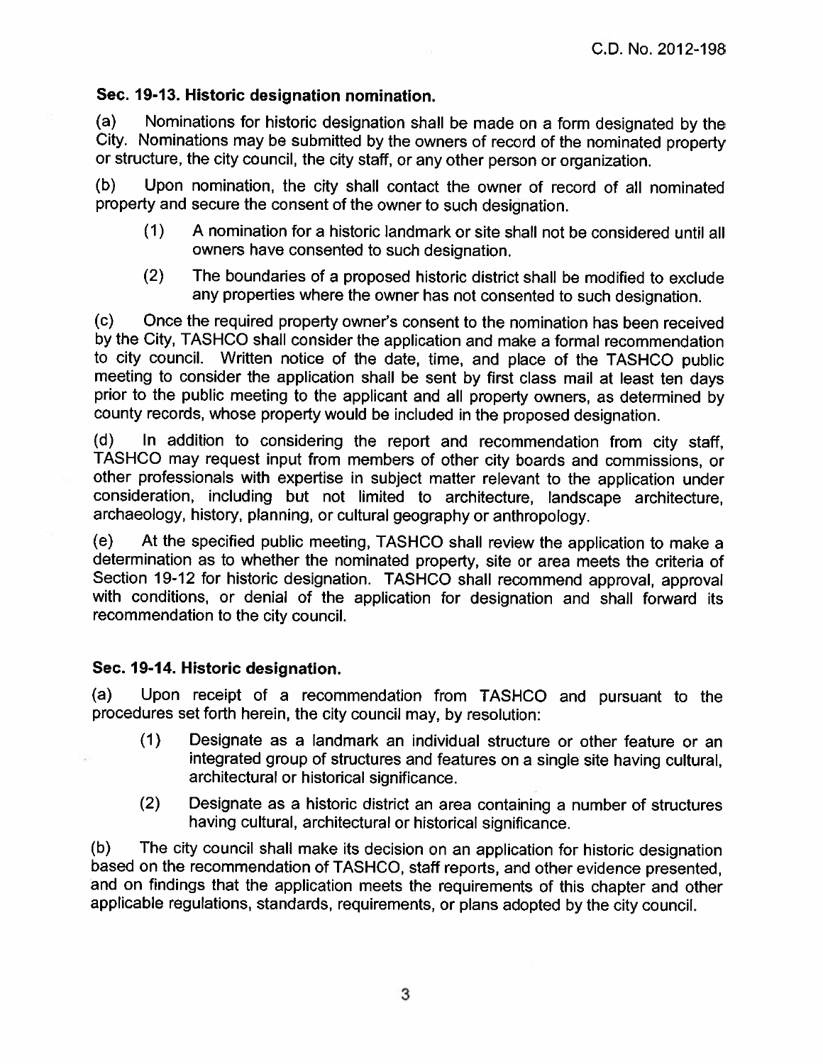### Sec. 19-13. Historic designation nomination.

(a) Nominations for historic designation shall be made on a form designated by the City. Nominations may be submitted by the owners of record of the nominated property or structure, the city council, the city staff, or any other person or organization.

(b) Upon nomination, the city shall contact the owner of record of all nominated property and secure the consent of the owner to such designation.

> (1) A nomination for a historic landmark or site shall not be considered until all owners have consented to such designation.
>
> (2) The boundaries of a proposed historic district shall be modified to exclude any properties where the owner has not consented to such designation.

(c) Once the required property owner's consent to the nomination has been received by the City, TASHCO shall consider the application and make a formal recommendation to city council. Written notice of the date, time, and place of the TASHCO public meeting to consider the application shall be sent by first class mail at least ten days prior to the public meeting to the applicant and all property owners, as determined by county records, whose property would be included in the proposed designation.

(d) In addition to considering the report and recommendation from city staff, TASHCO may request input from members of other city boards and commissions, or other professionals with expertise in subject matter relevant to the application under consideration, including but not limited to architecture, landscape architecture, archaeology, history, planning, or cultural geography or anthropology.

(e) At the specified public meeting, TASHCO shall review the application to make a determination as to whether the nominated property, site or area meets the criteria of Section 19-12 for historic designation. TASHCO shall recommend approval, approval with conditions, or denial of the application for designation and shall forward its recommendation to the city council.

### Sec. 19-14. Historic designation.

(a) Upon receipt of a recommendation from TASHCO and pursuant to the procedures set forth herein, the city council may, by resolution:

> (1) Designate as a landmark an individual structure or other feature or an integrated group of structures and features on a single site having cultural, architectural or historical significance.
>
> (2) Designate as a historic district an area containing a number of structures having cultural, architectural or historical significance.

(b) The city council shall make its decision on an application for historic designation based on the recommendation of TASHCO, staff reports, and other evidence presented, and on findings that the application meets the requirements of this chapter and other applicable regulations, standards, requirements, or plans adopted by the city council.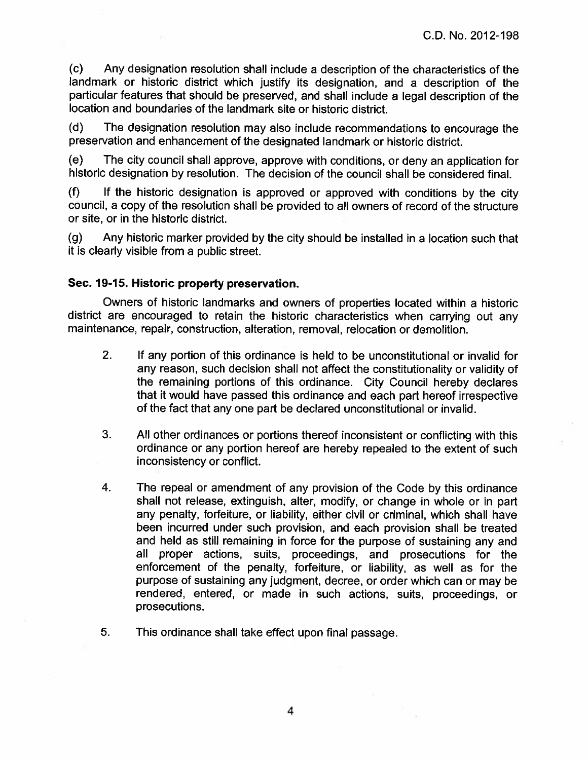(c) Any designation resolution shall include a description of the characteristics of the landmark or historic district which justify its designation, and a description of the particular features that should be preserved, and shall include a legal description of the location and boundaries of the landmark site or historic district.

(d) The designation resolution may also include recommendations to encourage the preservation and enhancement of the designated landmark or historic district.

(e) The city council shall approve, approve with conditions, or deny an application for historic designation by resolution. The decision of the council shall be considered final.

(f) If the historic designation is approved or approved with conditions by the city council, a copy of the resolution shall be provided to all owners of record of the structure or site, or in the historic district.

(g) Any historic marker provided by the city should be installed in a location such that it is clearly visible from a public street.

**Sec. 19-15. Historic property preservation.**

Owners of historic landmarks and owners of properties located within a historic district are encouraged to retain the historic characteristics when carrying out any maintenance, repair, construction, alteration, removal, relocation or demolition.

2. If any portion of this ordinance is held to be unconstitutional or invalid for any reason, such decision shall not affect the constitutionality or validity of the remaining portions of this ordinance. City Council hereby declares that it would have passed this ordinance and each part hereof irrespective of the fact that any one part be declared unconstitutional or invalid.

3. All other ordinances or portions thereof inconsistent or conflicting with this ordinance or any portion hereof are hereby repealed to the extent of such inconsistency or conflict.

4. The repeal or amendment of any provision of the Code by this ordinance shall not release, extinguish, alter, modify, or change in whole or in part any penalty, forfeiture, or liability, either civil or criminal, which shall have been incurred under such provision, and each provision shall be treated and held as still remaining in force for the purpose of sustaining any and all proper actions, suits, proceedings, and prosecutions for the enforcement of the penalty, forfeiture, or liability, as well as for the purpose of sustaining any judgment, decree, or order which can or may be rendered, entered, or made in such actions, suits, proceedings, or prosecutions.

5. This ordinance shall take effect upon final passage.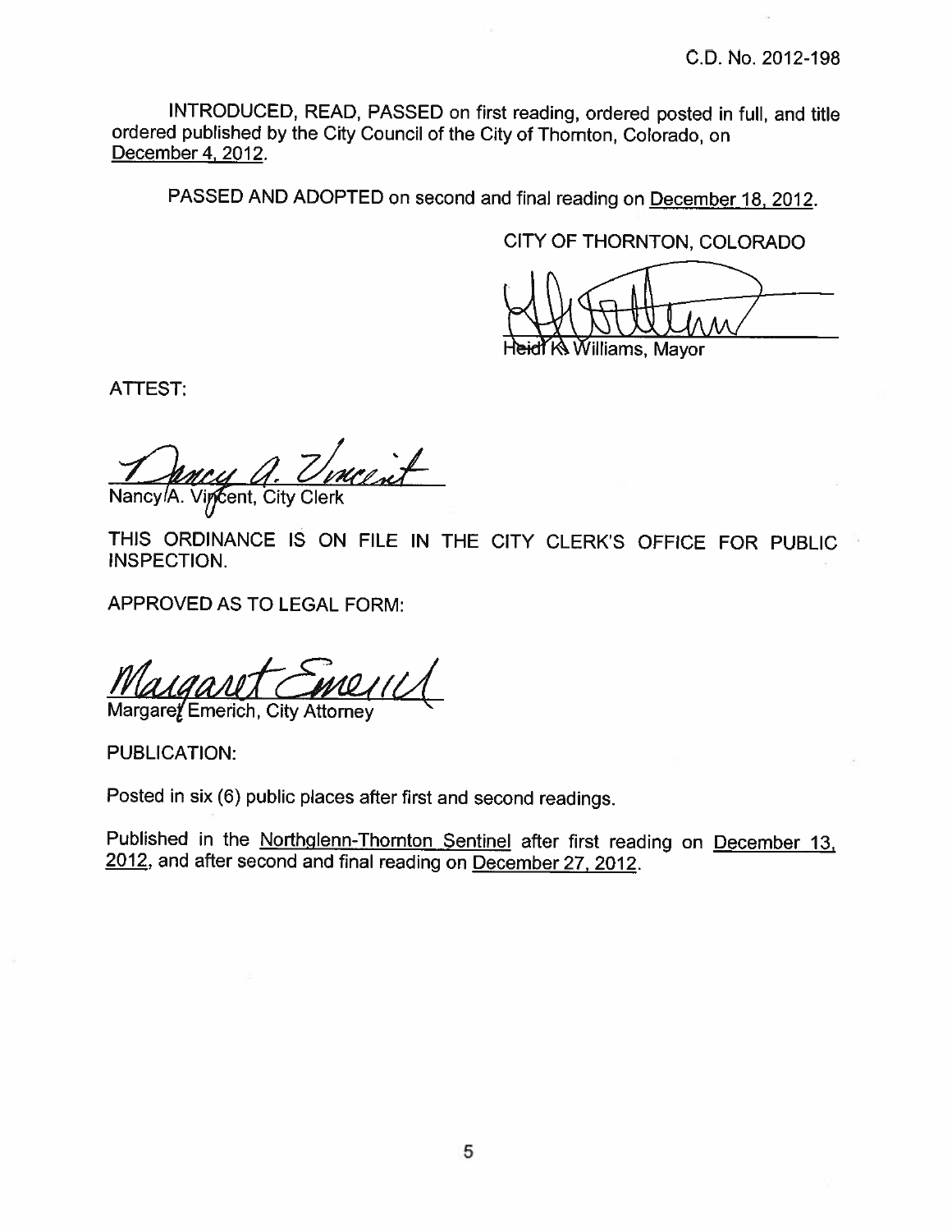C.D. No. 2012-198

INTRODUCED, READ, PASSED on first reading, ordered posted in full, and title ordered published by the City Council of the City of Thornton, Colorado, on December 4, 2012.

PASSED AND ADOPTED on second and final reading on December 18, 2012.

CITY OF THORNTON, COLORADO

Heidi K. Williams, Mayor

ATTEST:

Nancy A. Vincent, City Clerk

THIS ORDINANCE IS ON FILE IN THE CITY CLERK'S OFFICE FOR PUBLIC INSPECTION.

APPROVED AS TO LEGAL FORM:

Margaret Emerich, City Attorney

PUBLICATION:

Posted in six (6) public places after first and second readings.

Published in the Northglenn-Thornton Sentinel after first reading on December 13, 2012, and after second and final reading on December 27, 2012.